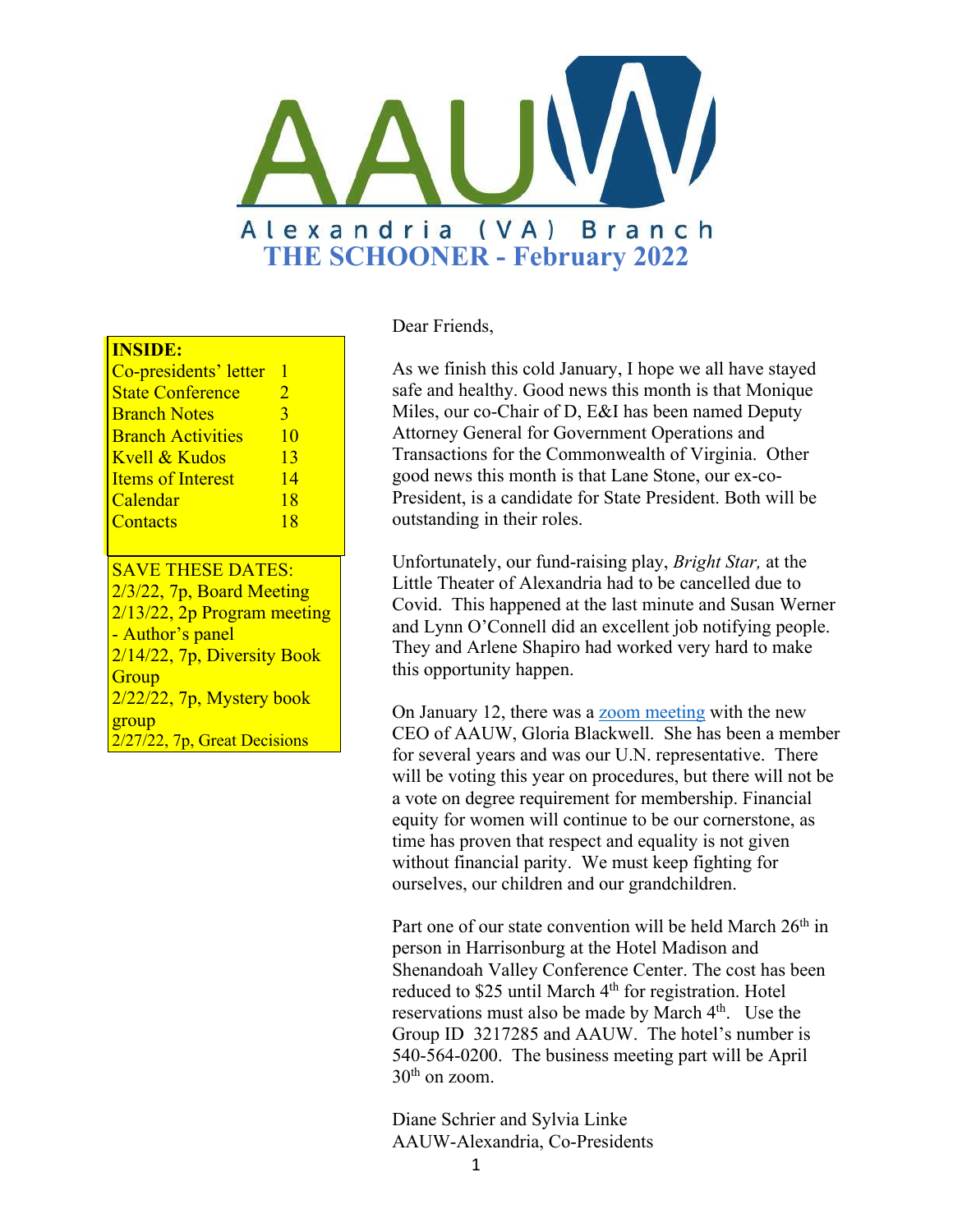# AAUW Alexandria (VA) Branch

## THE SCHOONER - February 2022

**INSIDE:**

| | |
|---|---|
| Co-presidents' letter | 1 |
| State Conference | 2 |
| Branch Notes | 3 |
| Branch Activities | 10 |
| Kvell & Kudos | 13 |
| Items of Interest | 14 |
| Calendar | 18 |
| Contacts | 18 |

SAVE THESE DATES:
2/3/22, 7p, Board Meeting
2/13/22, 2p Program meeting - Author's panel
2/14/22, 7p, Diversity Book Group
2/22/22, 7p, Mystery book group
2/27/22, 7p, Great Decisions

Dear Friends,

As we finish this cold January, I hope we all have stayed safe and healthy. Good news this month is that Monique Miles, our co-Chair of D, E&I has been named Deputy Attorney General for Government Operations and Transactions for the Commonwealth of Virginia. Other good news this month is that Lane Stone, our ex-co-President, is a candidate for State President. Both will be outstanding in their roles.

Unfortunately, our fund-raising play, *Bright Star,* at the Little Theater of Alexandria had to be cancelled due to Covid. This happened at the last minute and Susan Werner and Lynn O'Connell did an excellent job notifying people. They and Arlene Shapiro had worked very hard to make this opportunity happen.

On January 12, there was a zoom meeting with the new CEO of AAUW, Gloria Blackwell. She has been a member for several years and was our U.N. representative. There will be voting this year on procedures, but there will not be a vote on degree requirement for membership. Financial equity for women will continue to be our cornerstone, as time has proven that respect and equality is not given without financial parity. We must keep fighting for ourselves, our children and our grandchildren.

Part one of our state convention will be held March 26th in person in Harrisonburg at the Hotel Madison and Shenandoah Valley Conference Center. The cost has been reduced to $25 until March 4th for registration. Hotel reservations must also be made by March 4th. Use the Group ID 3217285 and AAUW. The hotel's number is 540-564-0200. The business meeting part will be April 30th on zoom.

Diane Schrier and Sylvia Linke
AAUW-Alexandria, Co-Presidents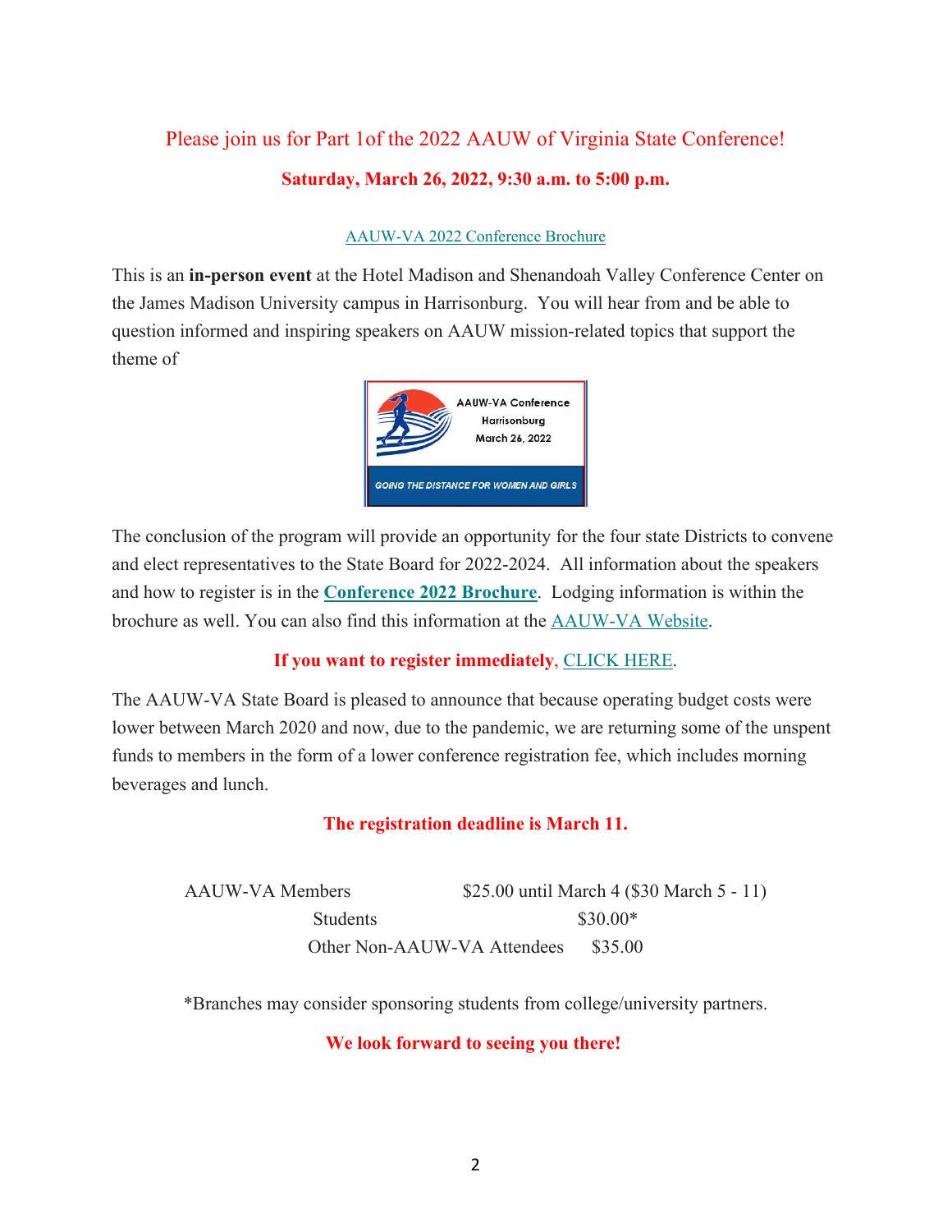Please join us for Part 1of the 2022 AAUW of Virginia State Conference!

**Saturday, March 26, 2022, 9:30 a.m. to 5:00 p.m.**

AAUW-VA 2022 Conference Brochure

This is an **in-person event** at the Hotel Madison and Shenandoah Valley Conference Center on the James Madison University campus in Harrisonburg. You will hear from and be able to question informed and inspiring speakers on AAUW mission-related topics that support the theme of

AAUW-VA Conference
Harrisonburg
March 26, 2022

GOING THE DISTANCE FOR WOMEN AND GIRLS

The conclusion of the program will provide an opportunity for the four state Districts to convene and elect representatives to the State Board for 2022-2024. All information about the speakers and how to register is in the **Conference 2022 Brochure**. Lodging information is within the brochure as well. You can also find this information at the AAUW-VA Website.

**If you want to register immediately**, CLICK HERE.

The AAUW-VA State Board is pleased to announce that because operating budget costs were lower between March 2020 and now, due to the pandemic, we are returning some of the unspent funds to members in the form of a lower conference registration fee, which includes morning beverages and lunch.

**The registration deadline is March 11.**

| | |
|---|---|
| AAUW-VA Members | $25.00 until March 4 ($30 March 5 - 11) |
| Students | $30.00* |
| Other Non-AAUW-VA Attendees | $35.00 |

*Branches may consider sponsoring students from college/university partners.

**We look forward to seeing you there!**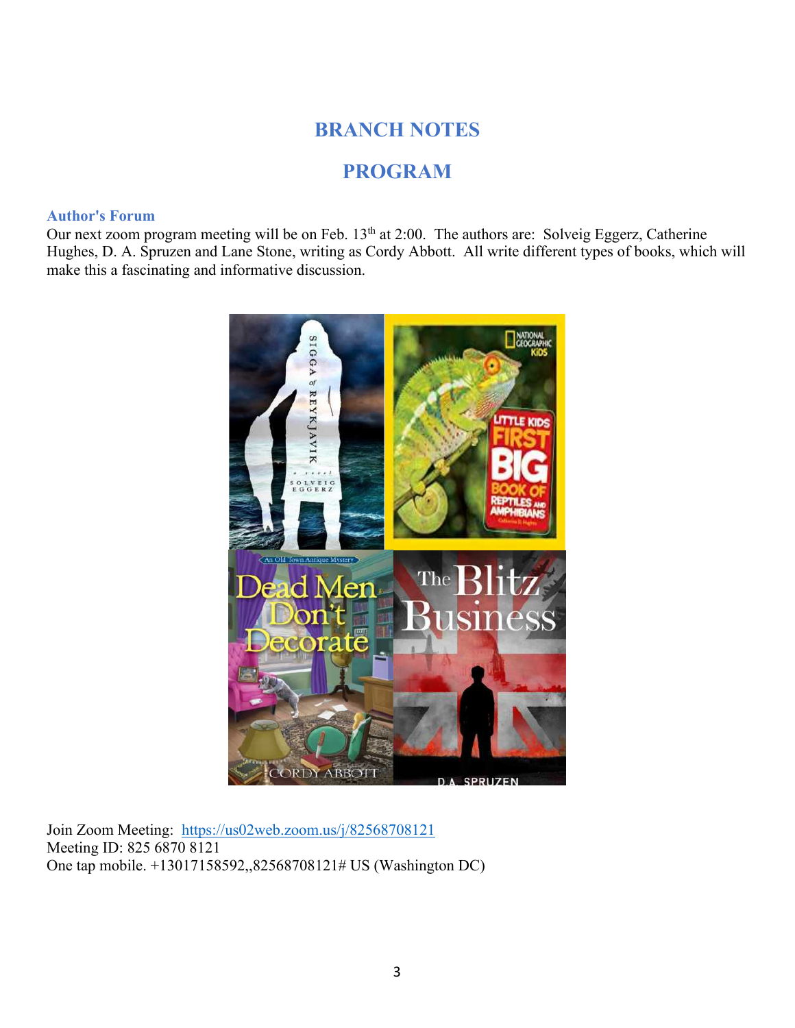# BRANCH NOTES

# PROGRAM

### Author's Forum

Our next zoom program meeting will be on Feb. 13th at 2:00. The authors are: Solveig Eggerz, Catherine Hughes, D. A. Spruzen and Lane Stone, writing as Cordy Abbott. All write different types of books, which will make this a fascinating and informative discussion.

Join Zoom Meeting: https://us02web.zoom.us/j/82568708121
Meeting ID: 825 6870 8121
One tap mobile. +13017158592,,82568708121# US (Washington DC)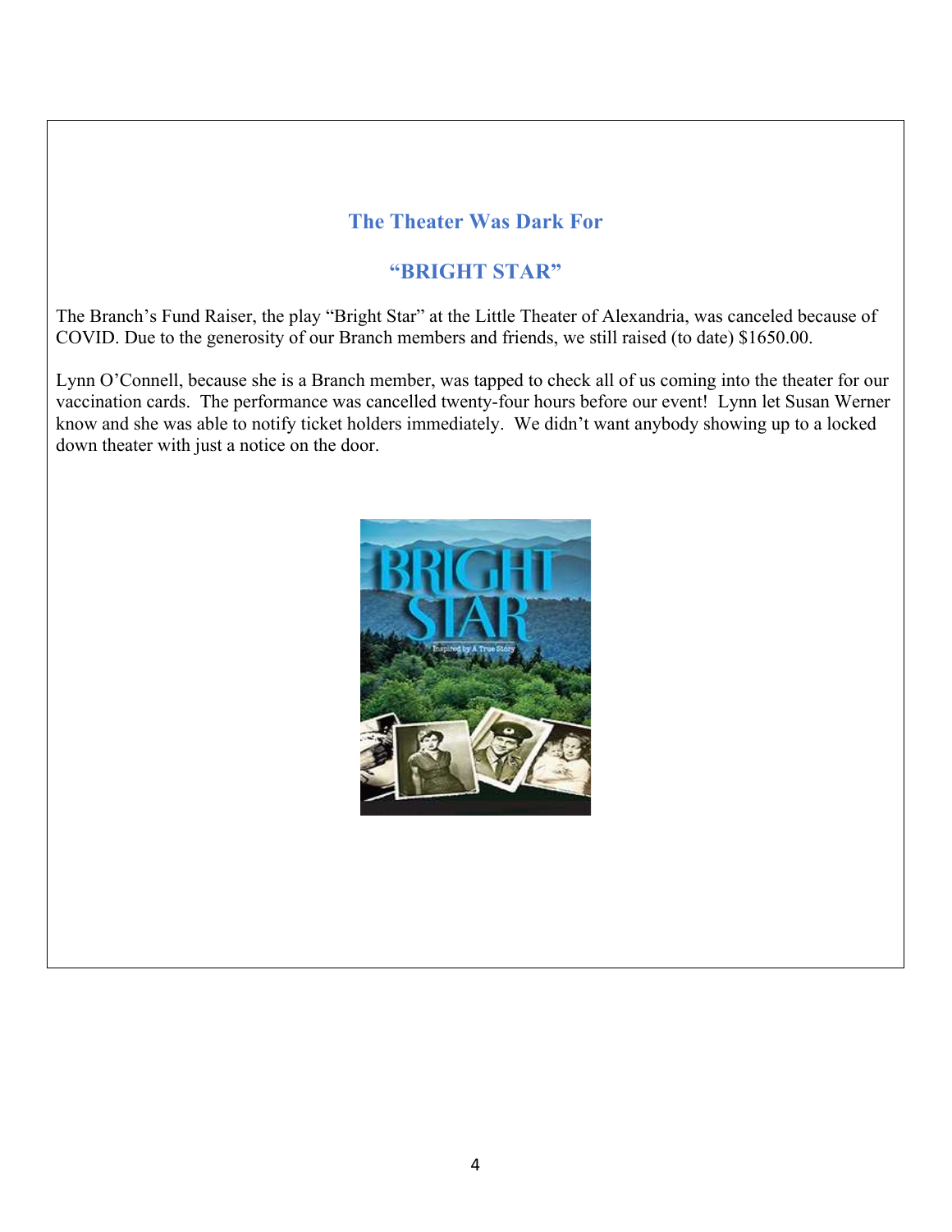## The Theater Was Dark For

## "BRIGHT STAR"

The Branch's Fund Raiser, the play "Bright Star" at the Little Theater of Alexandria, was canceled because of COVID. Due to the generosity of our Branch members and friends, we still raised (to date) $1650.00.

Lynn O'Connell, because she is a Branch member, was tapped to check all of us coming into the theater for our vaccination cards. The performance was cancelled twenty-four hours before our event! Lynn let Susan Werner know and she was able to notify ticket holders immediately. We didn't want anybody showing up to a locked down theater with just a notice on the door.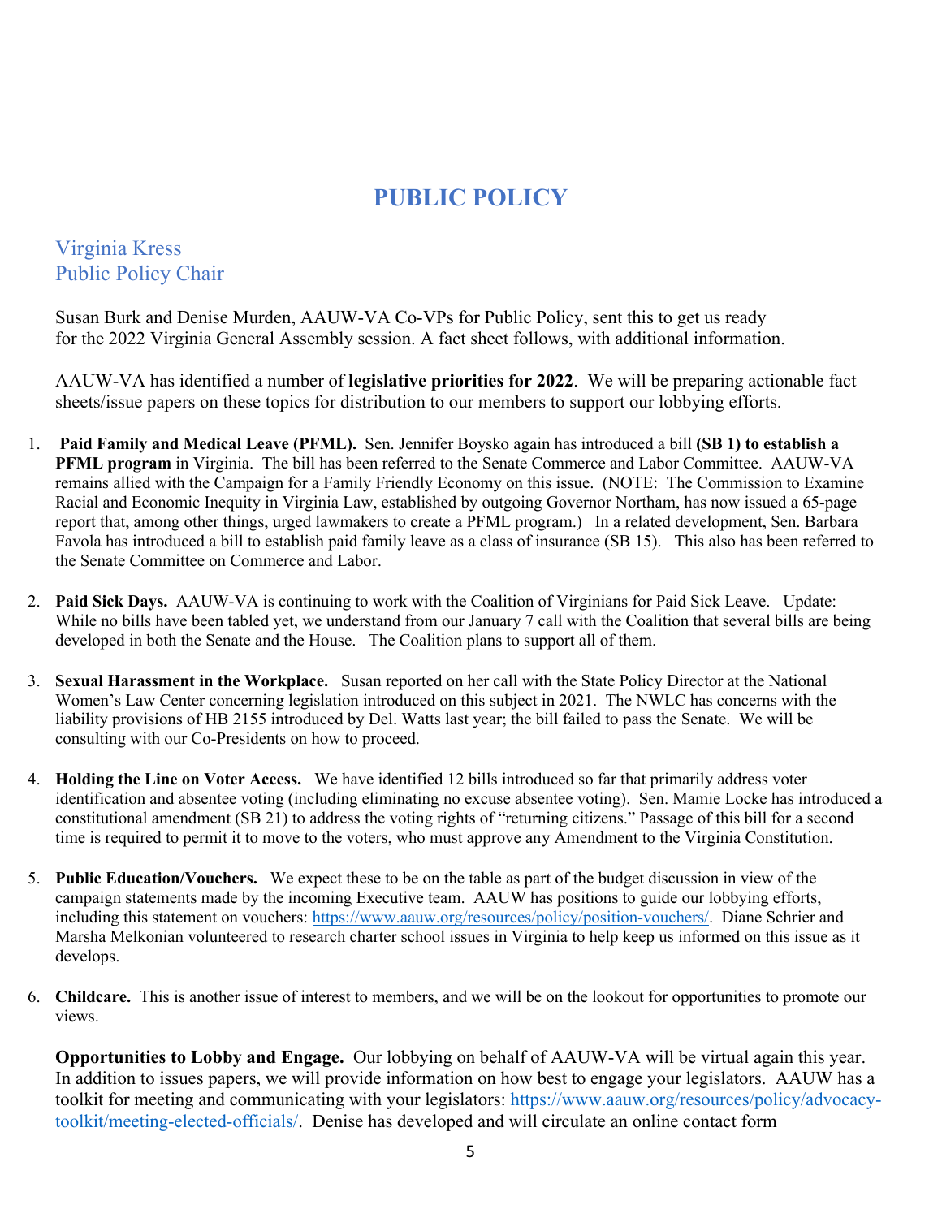# PUBLIC POLICY

## Virginia Kress
## Public Policy Chair

Susan Burk and Denise Murden, AAUW-VA Co-VPs for Public Policy, sent this to get us ready for the 2022 Virginia General Assembly session. A fact sheet follows, with additional information.

AAUW-VA has identified a number of **legislative priorities for 2022**. We will be preparing actionable fact sheets/issue papers on these topics for distribution to our members to support our lobbying efforts.

1. **Paid Family and Medical Leave (PFML).** Sen. Jennifer Boysko again has introduced a bill **(SB 1) to establish a PFML program** in Virginia. The bill has been referred to the Senate Commerce and Labor Committee. AAUW-VA remains allied with the Campaign for a Family Friendly Economy on this issue. (NOTE: The Commission to Examine Racial and Economic Inequity in Virginia Law, established by outgoing Governor Northam, has now issued a 65-page report that, among other things, urged lawmakers to create a PFML program.) In a related development, Sen. Barbara Favola has introduced a bill to establish paid family leave as a class of insurance (SB 15). This also has been referred to the Senate Committee on Commerce and Labor.

2. **Paid Sick Days.** AAUW-VA is continuing to work with the Coalition of Virginians for Paid Sick Leave. Update: While no bills have been tabled yet, we understand from our January 7 call with the Coalition that several bills are being developed in both the Senate and the House. The Coalition plans to support all of them.

3. **Sexual Harassment in the Workplace.** Susan reported on her call with the State Policy Director at the National Women's Law Center concerning legislation introduced on this subject in 2021. The NWLC has concerns with the liability provisions of HB 2155 introduced by Del. Watts last year; the bill failed to pass the Senate. We will be consulting with our Co-Presidents on how to proceed.

4. **Holding the Line on Voter Access.** We have identified 12 bills introduced so far that primarily address voter identification and absentee voting (including eliminating no excuse absentee voting). Sen. Mamie Locke has introduced a constitutional amendment (SB 21) to address the voting rights of "returning citizens." Passage of this bill for a second time is required to permit it to move to the voters, who must approve any Amendment to the Virginia Constitution.

5. **Public Education/Vouchers.** We expect these to be on the table as part of the budget discussion in view of the campaign statements made by the incoming Executive team. AAUW has positions to guide our lobbying efforts, including this statement on vouchers: https://www.aauw.org/resources/policy/position-vouchers/. Diane Schrier and Marsha Melkonian volunteered to research charter school issues in Virginia to help keep us informed on this issue as it develops.

6. **Childcare.** This is another issue of interest to members, and we will be on the lookout for opportunities to promote our views.

**Opportunities to Lobby and Engage.** Our lobbying on behalf of AAUW-VA will be virtual again this year. In addition to issues papers, we will provide information on how best to engage your legislators. AAUW has a toolkit for meeting and communicating with your legislators: https://www.aauw.org/resources/policy/advocacy-toolkit/meeting-elected-officials/. Denise has developed and will circulate an online contact form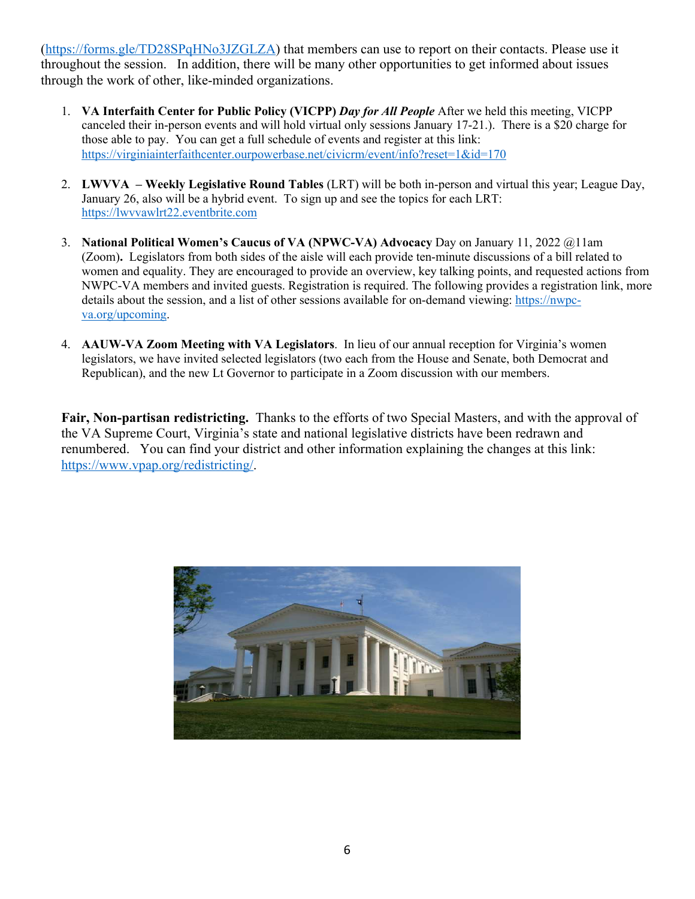(https://forms.gle/TD28SPqHNo3JZGLZA) that members can use to report on their contacts. Please use it throughout the session. In addition, there will be many other opportunities to get informed about issues through the work of other, like-minded organizations.

1. **VA Interfaith Center for Public Policy (VICPP)** ***Day for All People*** After we held this meeting, VICPP canceled their in-person events and will hold virtual only sessions January 17-21.). There is a $20 charge for those able to pay. You can get a full schedule of events and register at this link: https://virginiainterfaithcenter.ourpowerbase.net/civicrm/event/info?reset=1&id=170

2. **LWVVA – Weekly Legislative Round Tables** (LRT) will be both in-person and virtual this year; League Day, January 26, also will be a hybrid event. To sign up and see the topics for each LRT: https://lwvvawlrt22.eventbrite.com

3. **National Political Women's Caucus of VA (NPWC-VA) Advocacy** Day on January 11, 2022 @11am (Zoom)**.** Legislators from both sides of the aisle will each provide ten-minute discussions of a bill related to women and equality. They are encouraged to provide an overview, key talking points, and requested actions from NWPC-VA members and invited guests. Registration is required. The following provides a registration link, more details about the session, and a list of other sessions available for on-demand viewing: https://nwpc-va.org/upcoming.

4. **AAUW-VA Zoom Meeting with VA Legislators**. In lieu of our annual reception for Virginia's women legislators, we have invited selected legislators (two each from the House and Senate, both Democrat and Republican), and the new Lt Governor to participate in a Zoom discussion with our members.

**Fair, Non-partisan redistricting.** Thanks to the efforts of two Special Masters, and with the approval of the VA Supreme Court, Virginia's state and national legislative districts have been redrawn and renumbered. You can find your district and other information explaining the changes at this link: https://www.vpap.org/redistricting/.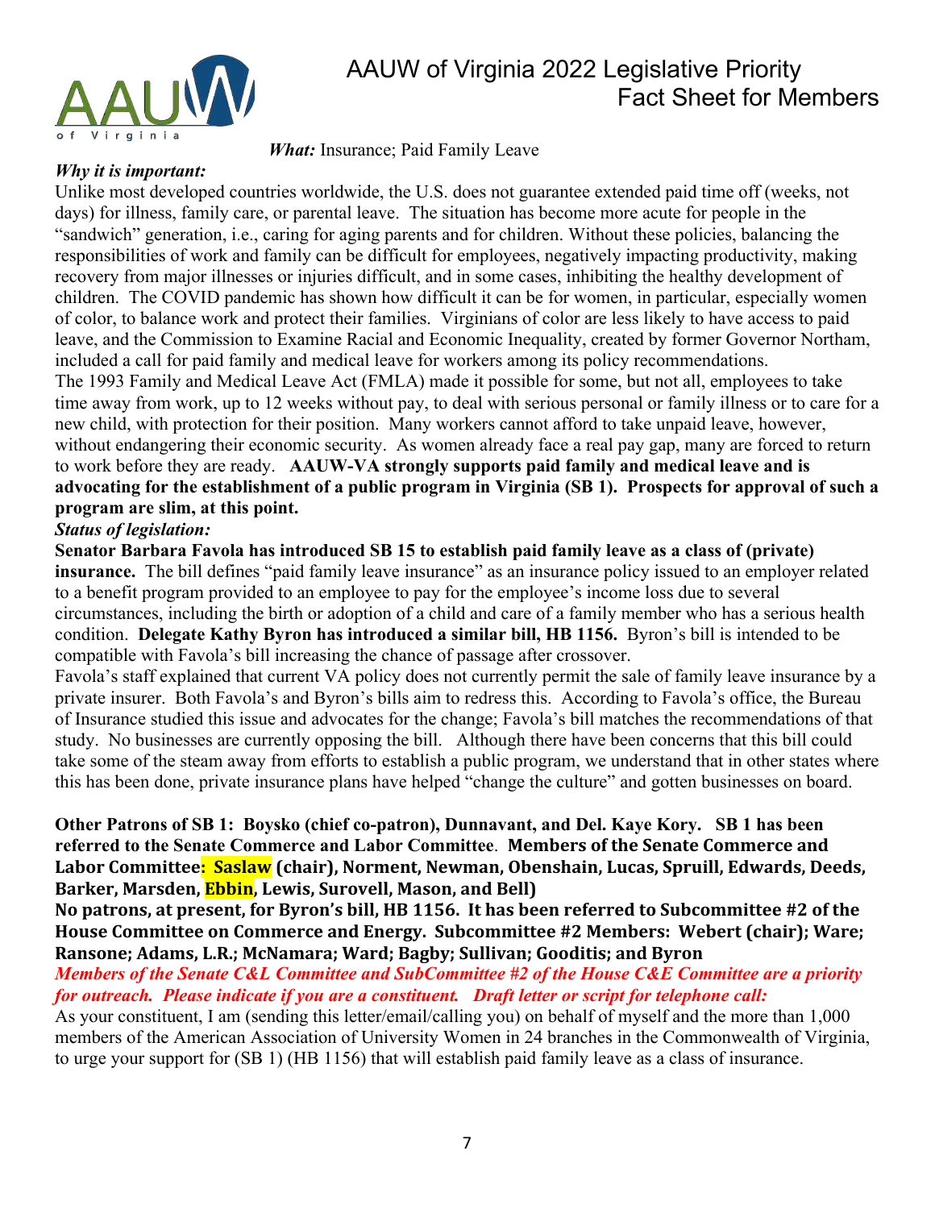# AAUW of Virginia 2022 Legislative Priority Fact Sheet for Members

***What:*** Insurance; Paid Family Leave

***Why it is important:***

Unlike most developed countries worldwide, the U.S. does not guarantee extended paid time off (weeks, not days) for illness, family care, or parental leave. The situation has become more acute for people in the "sandwich" generation, i.e., caring for aging parents and for children. Without these policies, balancing the responsibilities of work and family can be difficult for employees, negatively impacting productivity, making recovery from major illnesses or injuries difficult, and in some cases, inhibiting the healthy development of children. The COVID pandemic has shown how difficult it can be for women, in particular, especially women of color, to balance work and protect their families. Virginians of color are less likely to have access to paid leave, and the Commission to Examine Racial and Economic Inequality, created by former Governor Northam, included a call for paid family and medical leave for workers among its policy recommendations.

The 1993 Family and Medical Leave Act (FMLA) made it possible for some, but not all, employees to take time away from work, up to 12 weeks without pay, to deal with serious personal or family illness or to care for a new child, with protection for their position. Many workers cannot afford to take unpaid leave, however, without endangering their economic security. As women already face a real pay gap, many are forced to return to work before they are ready. **AAUW-VA strongly supports paid family and medical leave and is advocating for the establishment of a public program in Virginia (SB 1). Prospects for approval of such a program are slim, at this point.**

***Status of legislation:***

**Senator Barbara Favola has introduced SB 15 to establish paid family leave as a class of (private) insurance.** The bill defines "paid family leave insurance" as an insurance policy issued to an employer related to a benefit program provided to an employee to pay for the employee's income loss due to several circumstances, including the birth or adoption of a child and care of a family member who has a serious health condition. **Delegate Kathy Byron has introduced a similar bill, HB 1156.** Byron's bill is intended to be compatible with Favola's bill increasing the chance of passage after crossover.

Favola's staff explained that current VA policy does not currently permit the sale of family leave insurance by a private insurer. Both Favola's and Byron's bills aim to redress this. According to Favola's office, the Bureau of Insurance studied this issue and advocates for the change; Favola's bill matches the recommendations of that study. No businesses are currently opposing the bill. Although there have been concerns that this bill could take some of the steam away from efforts to establish a public program, we understand that in other states where this has been done, private insurance plans have helped "change the culture" and gotten businesses on board.

**Other Patrons of SB 1: Boysko (chief co-patron), Dunnavant, and Del. Kaye Kory. SB 1 has been referred to the Senate Commerce and Labor Committee. Members of the Senate Commerce and Labor Committee: Saslaw (chair), Norment, Newman, Obenshain, Lucas, Spruill, Edwards, Deeds, Barker, Marsden, Ebbin, Lewis, Surovell, Mason, and Bell)**

**No patrons, at present, for Byron's bill, HB 1156. It has been referred to Subcommittee #2 of the House Committee on Commerce and Energy. Subcommittee #2 Members: Webert (chair); Ware; Ransone; Adams, L.R.; McNamara; Ward; Bagby; Sullivan; Gooditis; and Byron**

***Members of the Senate C&L Committee and SubCommittee #2 of the House C&E Committee are a priority for outreach. Please indicate if you are a constituent. Draft letter or script for telephone call:***

As your constituent, I am (sending this letter/email/calling you) on behalf of myself and the more than 1,000 members of the American Association of University Women in 24 branches in the Commonwealth of Virginia, to urge your support for (SB 1) (HB 1156) that will establish paid family leave as a class of insurance.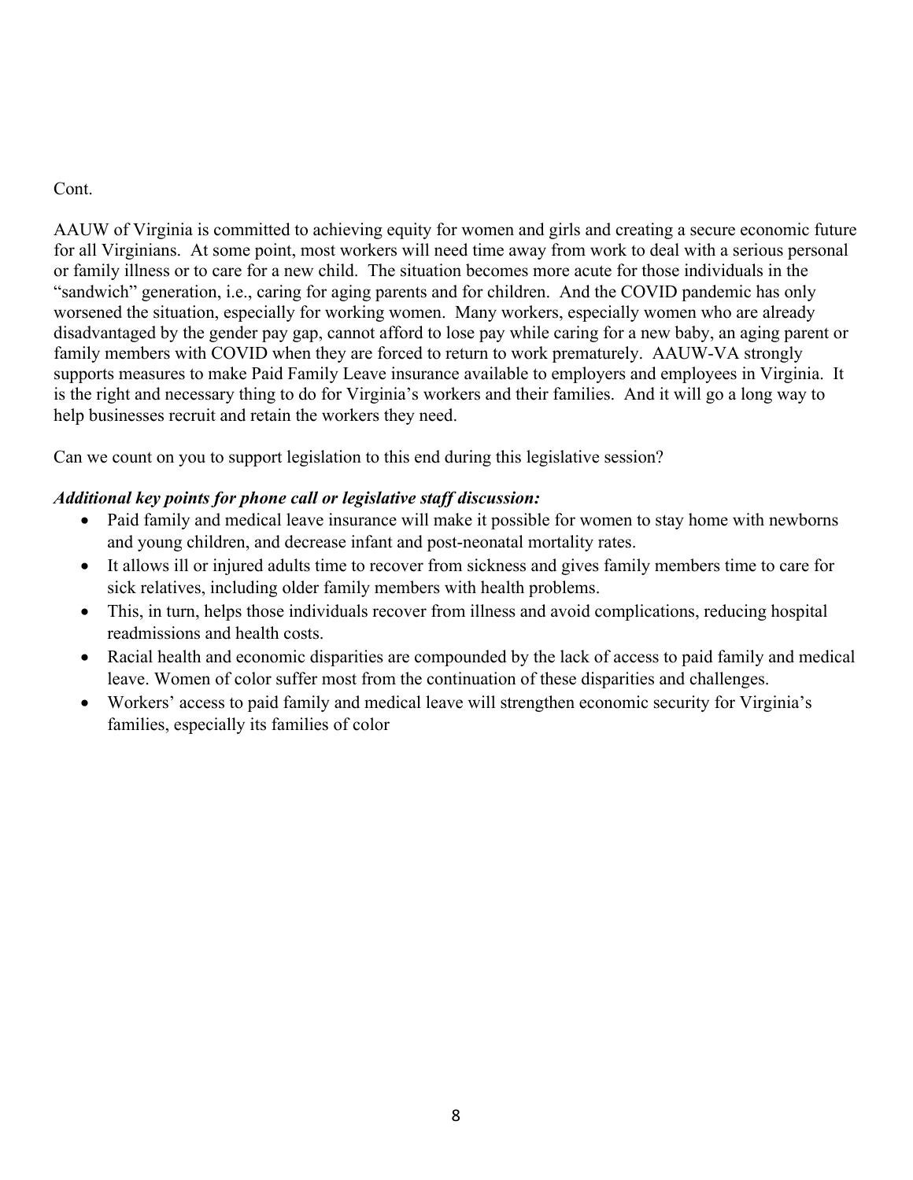Cont.

AAUW of Virginia is committed to achieving equity for women and girls and creating a secure economic future for all Virginians. At some point, most workers will need time away from work to deal with a serious personal or family illness or to care for a new child. The situation becomes more acute for those individuals in the "sandwich" generation, i.e., caring for aging parents and for children. And the COVID pandemic has only worsened the situation, especially for working women. Many workers, especially women who are already disadvantaged by the gender pay gap, cannot afford to lose pay while caring for a new baby, an aging parent or family members with COVID when they are forced to return to work prematurely. AAUW-VA strongly supports measures to make Paid Family Leave insurance available to employers and employees in Virginia. It is the right and necessary thing to do for Virginia's workers and their families. And it will go a long way to help businesses recruit and retain the workers they need.

Can we count on you to support legislation to this end during this legislative session?

***Additional key points for phone call or legislative staff discussion:***

- Paid family and medical leave insurance will make it possible for women to stay home with newborns and young children, and decrease infant and post-neonatal mortality rates.
- It allows ill or injured adults time to recover from sickness and gives family members time to care for sick relatives, including older family members with health problems.
- This, in turn, helps those individuals recover from illness and avoid complications, reducing hospital readmissions and health costs.
- Racial health and economic disparities are compounded by the lack of access to paid family and medical leave. Women of color suffer most from the continuation of these disparities and challenges.
- Workers' access to paid family and medical leave will strengthen economic security for Virginia's families, especially its families of color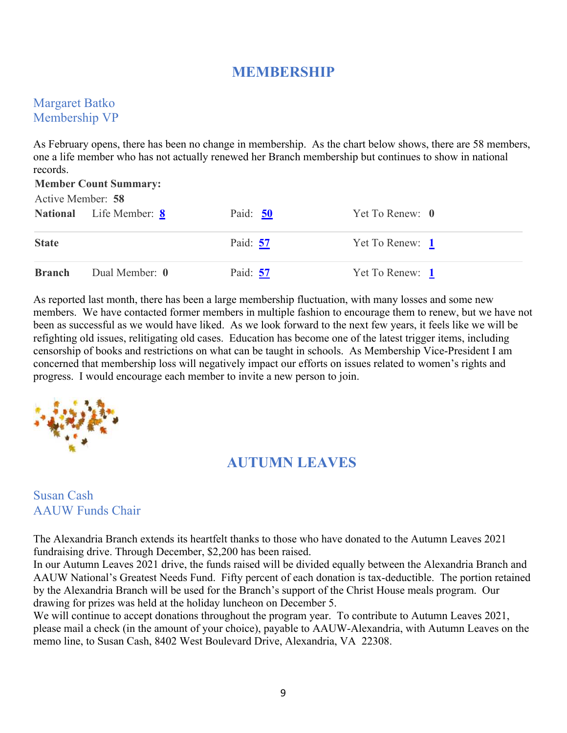# MEMBERSHIP

Margaret Batko
Membership VP

As February opens, there has been no change in membership. As the chart below shows, there are 58 members, one a life member who has not actually renewed her Branch membership but continues to show in national records.

**Member Count Summary:**

Active Member: **58**

| | | | |
|---|---|---|---|
| **National** | Life Member: **8** | Paid: **50** | Yet To Renew: **0** |
| **State** | | Paid: **57** | Yet To Renew: **1** |
| **Branch** | Dual Member: **0** | Paid: **57** | Yet To Renew: **1** |

As reported last month, there has been a large membership fluctuation, with many losses and some new members. We have contacted former members in multiple fashion to encourage them to renew, but we have not been as successful as we would have liked. As we look forward to the next few years, it feels like we will be refighting old issues, relitigating old cases. Education has become one of the latest trigger items, including censorship of books and restrictions on what can be taught in schools. As Membership Vice-President I am concerned that membership loss will negatively impact our efforts on issues related to women's rights and progress. I would encourage each member to invite a new person to join.

# AUTUMN LEAVES

Susan Cash
AAUW Funds Chair

The Alexandria Branch extends its heartfelt thanks to those who have donated to the Autumn Leaves 2021 fundraising drive. Through December, $2,200 has been raised.

In our Autumn Leaves 2021 drive, the funds raised will be divided equally between the Alexandria Branch and AAUW National's Greatest Needs Fund. Fifty percent of each donation is tax-deductible. The portion retained by the Alexandria Branch will be used for the Branch's support of the Christ House meals program. Our drawing for prizes was held at the holiday luncheon on December 5.

We will continue to accept donations throughout the program year. To contribute to Autumn Leaves 2021, please mail a check (in the amount of your choice), payable to AAUW-Alexandria, with Autumn Leaves on the memo line, to Susan Cash, 8402 West Boulevard Drive, Alexandria, VA 22308.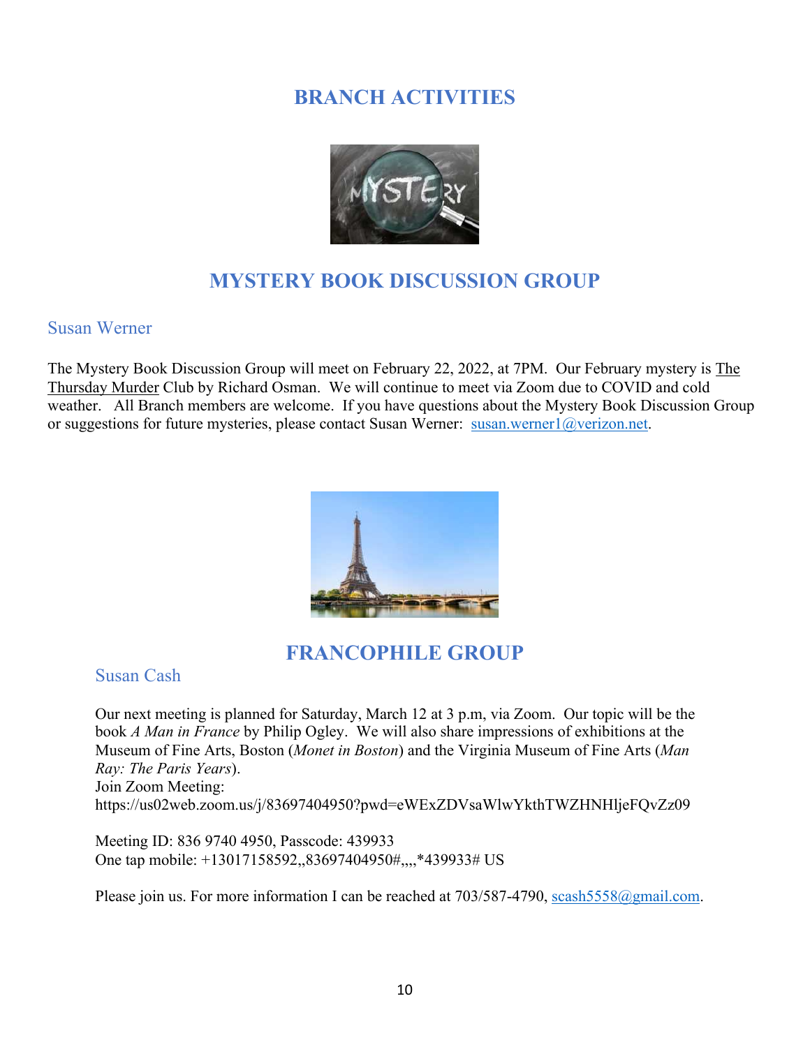# BRANCH ACTIVITIES

## MYSTERY BOOK DISCUSSION GROUP

### Susan Werner

The Mystery Book Discussion Group will meet on February 22, 2022, at 7PM. Our February mystery is The Thursday Murder Club by Richard Osman. We will continue to meet via Zoom due to COVID and cold weather. All Branch members are welcome. If you have questions about the Mystery Book Discussion Group or suggestions for future mysteries, please contact Susan Werner: susan.werner1@verizon.net.

## FRANCOPHILE GROUP

### Susan Cash

Our next meeting is planned for Saturday, March 12 at 3 p.m, via Zoom. Our topic will be the book *A Man in France* by Philip Ogley. We will also share impressions of exhibitions at the Museum of Fine Arts, Boston (*Monet in Boston*) and the Virginia Museum of Fine Arts (*Man Ray: The Paris Years*).
Join Zoom Meeting:
https://us02web.zoom.us/j/83697404950?pwd=eWExZDVsaWlwYkthTWZHNHljeFQvZz09

Meeting ID: 836 9740 4950, Passcode: 439933
One tap mobile: +13017158592,,83697404950#,,,,*439933# US

Please join us. For more information I can be reached at 703/587-4790, scash5558@gmail.com.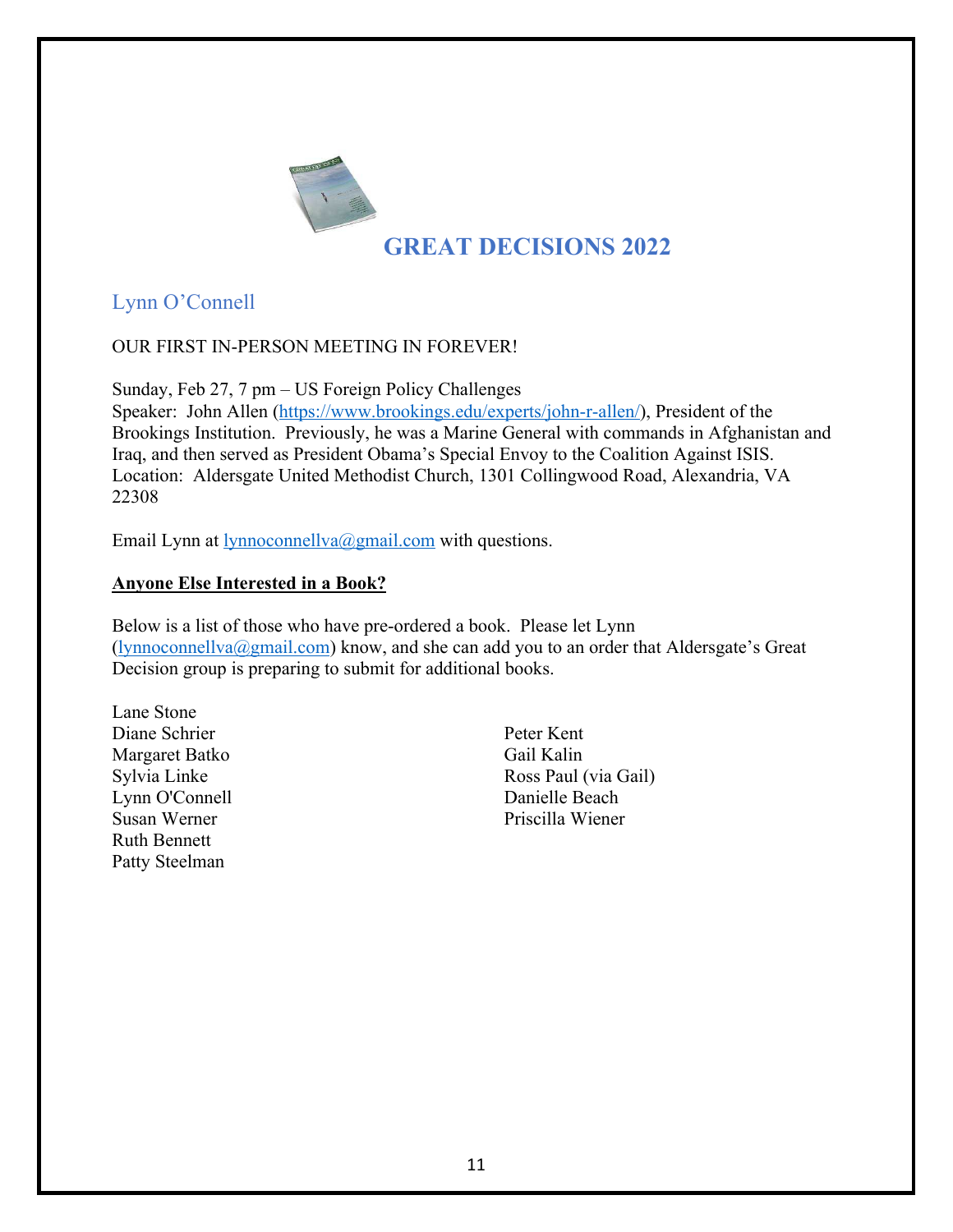# GREAT DECISIONS 2022

## Lynn O'Connell

OUR FIRST IN-PERSON MEETING IN FOREVER!

Sunday, Feb 27, 7 pm – US Foreign Policy Challenges
Speaker: John Allen (https://www.brookings.edu/experts/john-r-allen/), President of the Brookings Institution. Previously, he was a Marine General with commands in Afghanistan and Iraq, and then served as President Obama's Special Envoy to the Coalition Against ISIS.
Location: Aldersgate United Methodist Church, 1301 Collingwood Road, Alexandria, VA 22308

Email Lynn at lynnoconnellva@gmail.com with questions.

**Anyone Else Interested in a Book?**

Below is a list of those who have pre-ordered a book. Please let Lynn (lynnoconnellva@gmail.com) know, and she can add you to an order that Aldersgate's Great Decision group is preparing to submit for additional books.

Lane Stone
Diane Schrier
Margaret Batko
Sylvia Linke
Lynn O'Connell
Susan Werner
Ruth Bennett
Patty Steelman
Peter Kent
Gail Kalin
Ross Paul (via Gail)
Danielle Beach
Priscilla Wiener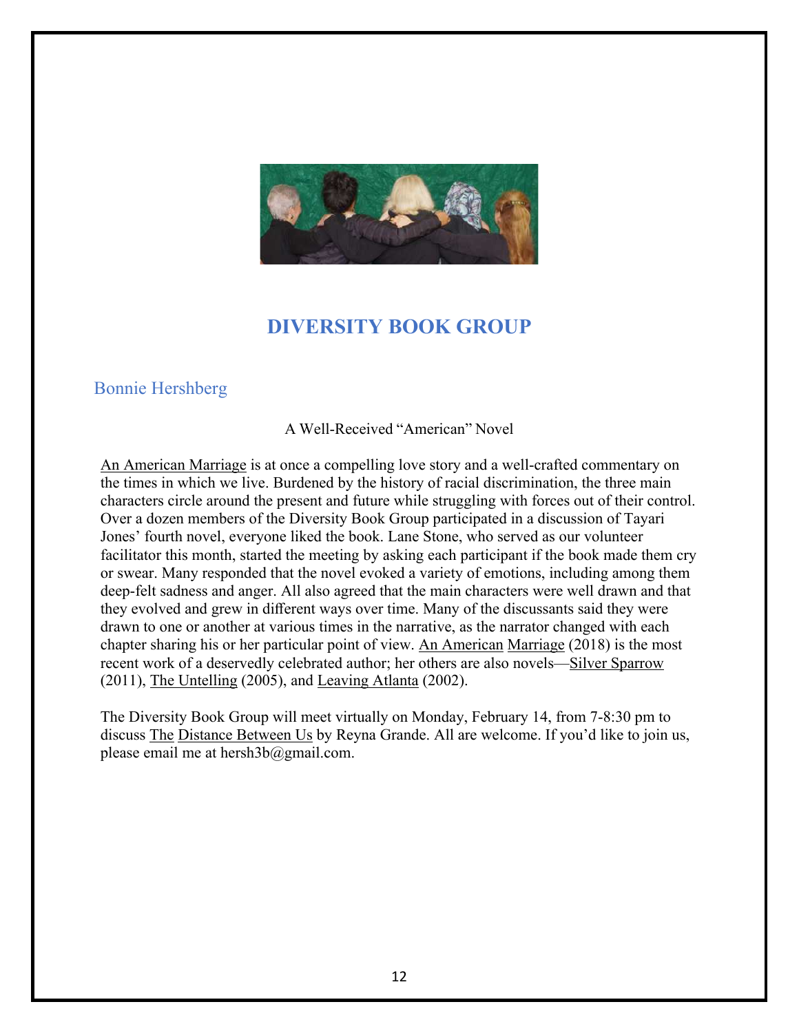# DIVERSITY BOOK GROUP

## Bonnie Hershberg

A Well-Received "American" Novel

An American Marriage is at once a compelling love story and a well-crafted commentary on the times in which we live. Burdened by the history of racial discrimination, the three main characters circle around the present and future while struggling with forces out of their control. Over a dozen members of the Diversity Book Group participated in a discussion of Tayari Jones' fourth novel, everyone liked the book. Lane Stone, who served as our volunteer facilitator this month, started the meeting by asking each participant if the book made them cry or swear. Many responded that the novel evoked a variety of emotions, including among them deep-felt sadness and anger. All also agreed that the main characters were well drawn and that they evolved and grew in different ways over time. Many of the discussants said they were drawn to one or another at various times in the narrative, as the narrator changed with each chapter sharing his or her particular point of view. An American Marriage (2018) is the most recent work of a deservedly celebrated author; her others are also novels—Silver Sparrow (2011), The Untelling (2005), and Leaving Atlanta (2002).

The Diversity Book Group will meet virtually on Monday, February 14, from 7-8:30 pm to discuss The Distance Between Us by Reyna Grande. All are welcome. If you'd like to join us, please email me at hersh3b@gmail.com.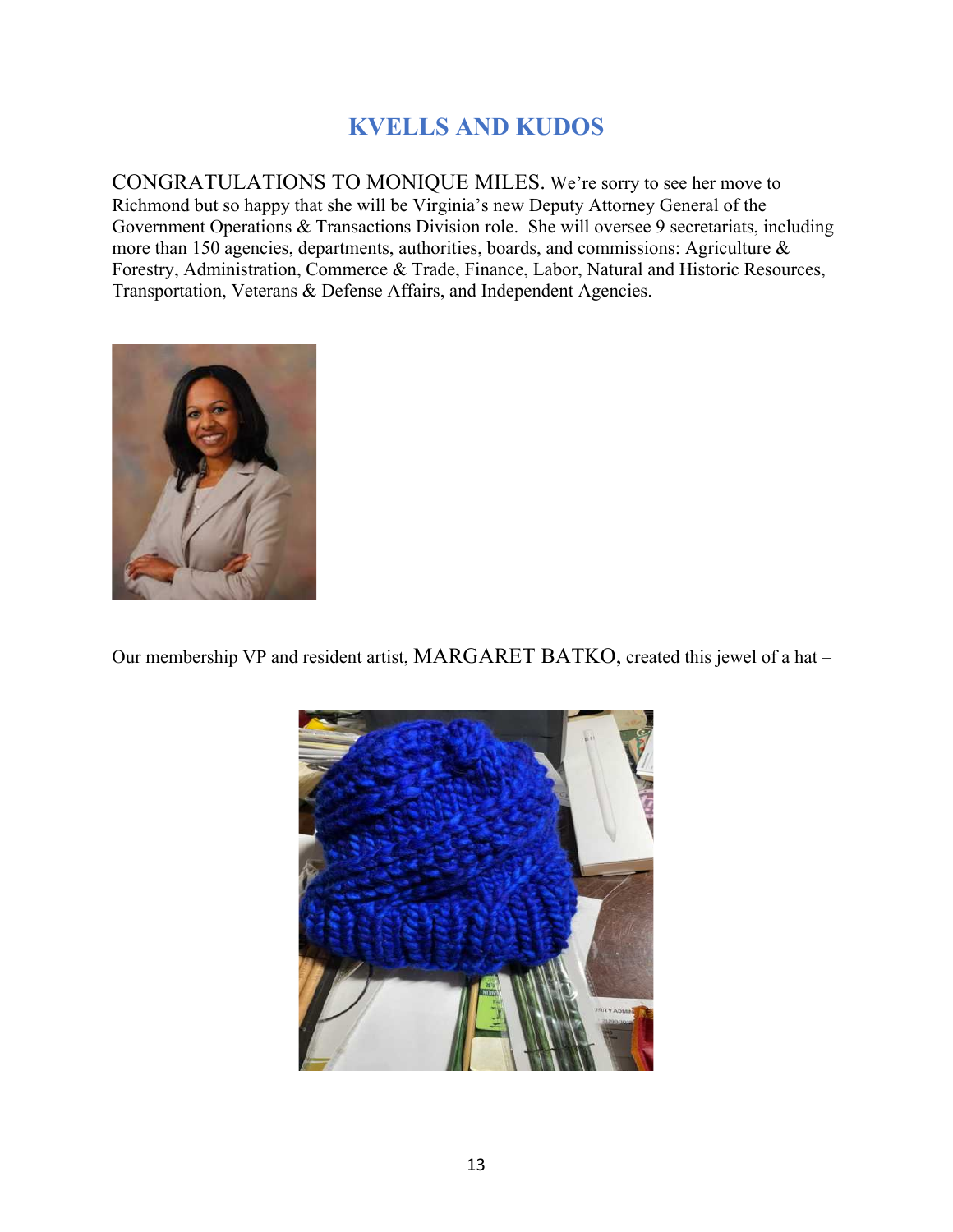# KVELLS AND KUDOS

CONGRATULATIONS TO MONIQUE MILES. We're sorry to see her move to Richmond but so happy that she will be Virginia's new Deputy Attorney General of the Government Operations & Transactions Division role. She will oversee 9 secretariats, including more than 150 agencies, departments, authorities, boards, and commissions: Agriculture & Forestry, Administration, Commerce & Trade, Finance, Labor, Natural and Historic Resources, Transportation, Veterans & Defense Affairs, and Independent Agencies.

Our membership VP and resident artist, MARGARET BATKO, created this jewel of a hat –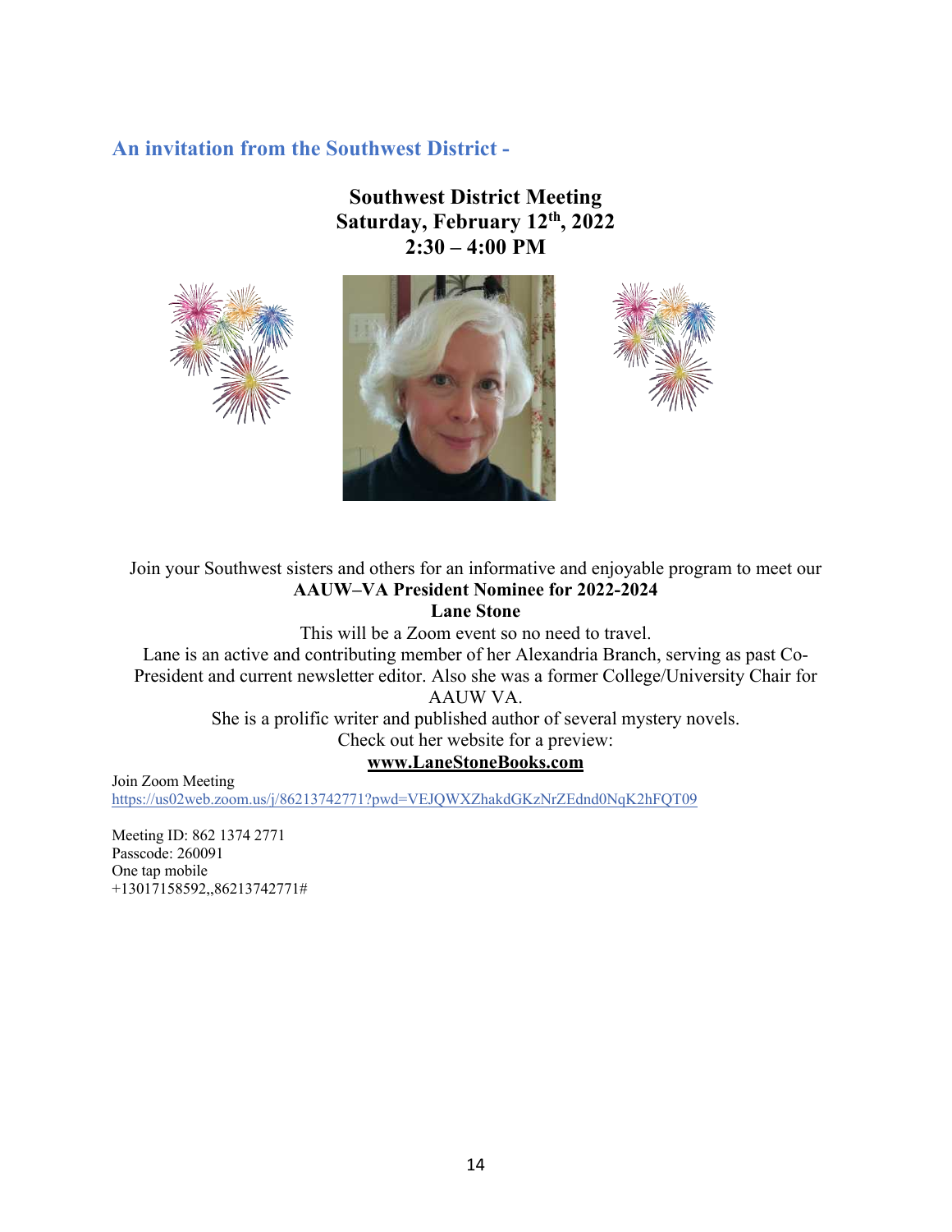## An invitation from the Southwest District -

**Southwest District Meeting**
**Saturday, February 12th, 2022**
**2:30 – 4:00 PM**

Join your Southwest sisters and others for an informative and enjoyable program to meet our
**AAUW–VA President Nominee for 2022-2024**
**Lane Stone**

This will be a Zoom event so no need to travel.

Lane is an active and contributing member of her Alexandria Branch, serving as past Co-President and current newsletter editor. Also she was a former College/University Chair for AAUW VA.

She is a prolific writer and published author of several mystery novels.

Check out her website for a preview:
**www.LaneStoneBooks.com**

Join Zoom Meeting
https://us02web.zoom.us/j/86213742771?pwd=VEJQWXZhakdGKzNrZEdnd0NqK2hFQT09

Meeting ID: 862 1374 2771
Passcode: 260091
One tap mobile
+13017158592,,86213742771#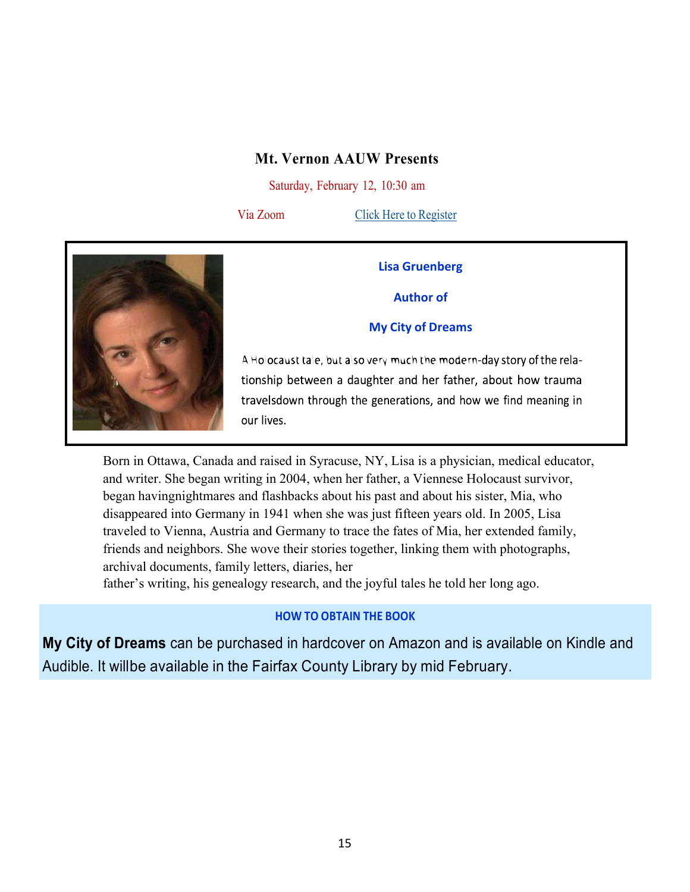## Mt. Vernon AAUW Presents

Saturday, February 12, 10:30 am

Via Zoom Click Here to Register

**Lisa Gruenberg**

**Author of**

**My City of Dreams**

A Holocaust tale, but also very much the modern-day story of the relationship between a daughter and her father, about how trauma travelsdown through the generations, and how we find meaning in our lives.

Born in Ottawa, Canada and raised in Syracuse, NY, Lisa is a physician, medical educator, and writer. She began writing in 2004, when her father, a Viennese Holocaust survivor, began havingnightmares and flashbacks about his past and about his sister, Mia, who disappeared into Germany in 1941 when she was just fifteen years old. In 2005, Lisa traveled to Vienna, Austria and Germany to trace the fates of Mia, her extended family, friends and neighbors. She wove their stories together, linking them with photographs, archival documents, family letters, diaries, her father's writing, his genealogy research, and the joyful tales he told her long ago.

### HOW TO OBTAIN THE BOOK

**My City of Dreams** can be purchased in hardcover on Amazon and is available on Kindle and Audible. It willbe available in the Fairfax County Library by mid February.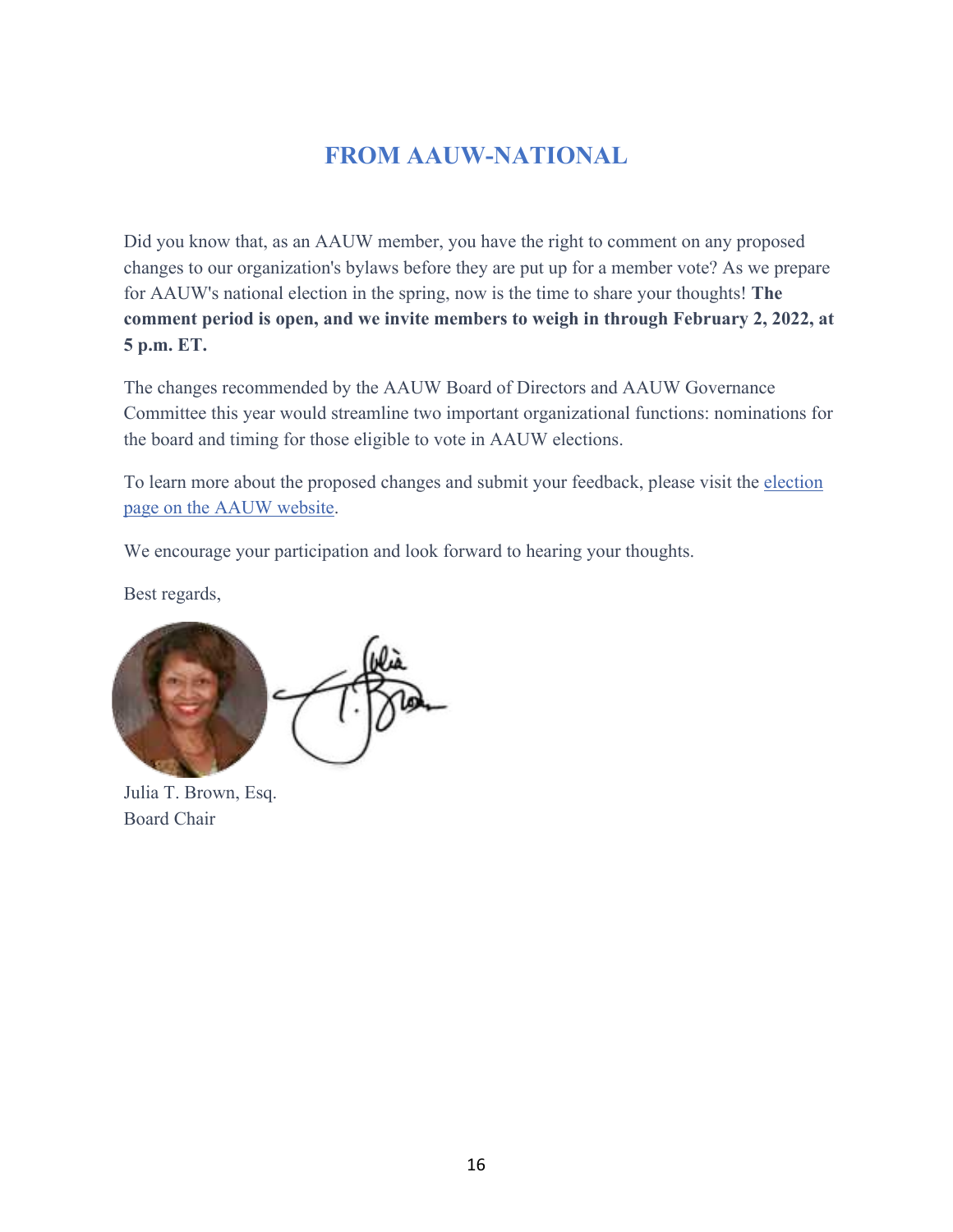# FROM AAUW-NATIONAL

Did you know that, as an AAUW member, you have the right to comment on any proposed changes to our organization's bylaws before they are put up for a member vote? As we prepare for AAUW's national election in the spring, now is the time to share your thoughts! **The comment period is open, and we invite members to weigh in through February 2, 2022, at 5 p.m. ET.**

The changes recommended by the AAUW Board of Directors and AAUW Governance Committee this year would streamline two important organizational functions: nominations for the board and timing for those eligible to vote in AAUW elections.

To learn more about the proposed changes and submit your feedback, please visit the election page on the AAUW website.

We encourage your participation and look forward to hearing your thoughts.

Best regards,

Julia T. Brown, Esq.
Board Chair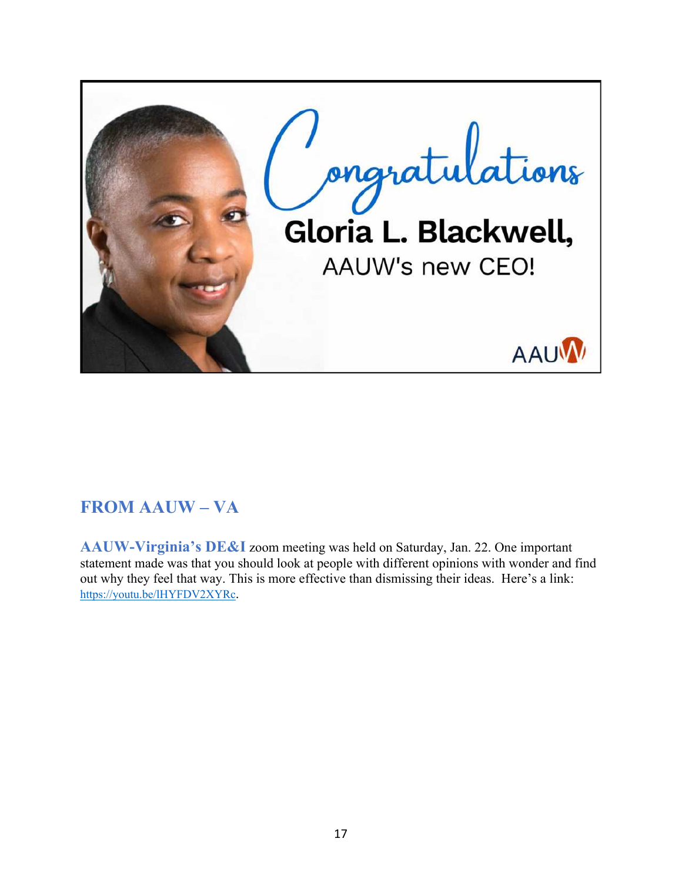Congratulations

Gloria L. Blackwell,

AAUW's new CEO!

AAUW

## FROM AAUW – VA

**AAUW-Virginia's DE&I** zoom meeting was held on Saturday, Jan. 22. One important statement made was that you should look at people with different opinions with wonder and find out why they feel that way. This is more effective than dismissing their ideas. Here's a link: https://youtu.be/lHYFDV2XYRc.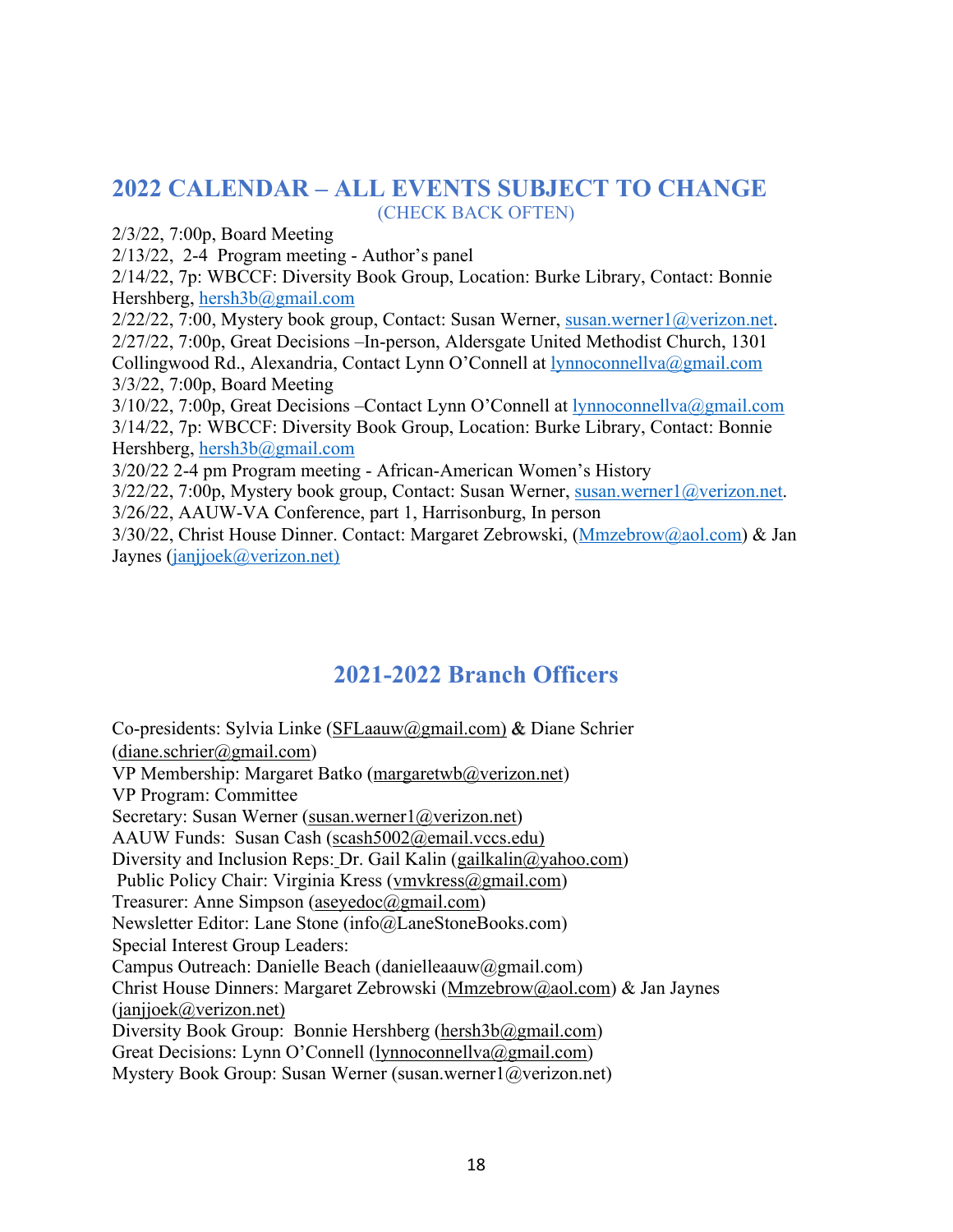## 2022 CALENDAR – ALL EVENTS SUBJECT TO CHANGE

(CHECK BACK OFTEN)

2/3/22, 7:00p, Board Meeting
2/13/22, 2-4 Program meeting - Author's panel
2/14/22, 7p: WBCCF: Diversity Book Group, Location: Burke Library, Contact: Bonnie Hershberg, hersh3b@gmail.com
2/22/22, 7:00, Mystery book group, Contact: Susan Werner, susan.werner1@verizon.net.
2/27/22, 7:00p, Great Decisions –In-person, Aldersgate United Methodist Church, 1301 Collingwood Rd., Alexandria, Contact Lynn O'Connell at lynnoconnellva@gmail.com
3/3/22, 7:00p, Board Meeting
3/10/22, 7:00p, Great Decisions –Contact Lynn O'Connell at lynnoconnellva@gmail.com
3/14/22, 7p: WBCCF: Diversity Book Group, Location: Burke Library, Contact: Bonnie Hershberg, hersh3b@gmail.com
3/20/22 2-4 pm Program meeting - African-American Women's History
3/22/22, 7:00p, Mystery book group, Contact: Susan Werner, susan.werner1@verizon.net.
3/26/22, AAUW-VA Conference, part 1, Harrisonburg, In person
3/30/22, Christ House Dinner. Contact: Margaret Zebrowski, (Mmzebrow@aol.com) & Jan Jaynes (janjjoek@verizon.net)

## 2021-2022 Branch Officers

Co-presidents: Sylvia Linke (SFLaauw@gmail.com) & Diane Schrier (diane.schrier@gmail.com)
VP Membership: Margaret Batko (margaretwb@verizon.net)
VP Program: Committee
Secretary: Susan Werner (susan.werner1@verizon.net)
AAUW Funds: Susan Cash (scash5002@email.vccs.edu)
Diversity and Inclusion Reps: Dr. Gail Kalin (gailkalin@yahoo.com)
Public Policy Chair: Virginia Kress (vmvkress@gmail.com)
Treasurer: Anne Simpson (aseyedoc@gmail.com)
Newsletter Editor: Lane Stone (info@LaneStoneBooks.com)
Special Interest Group Leaders:
Campus Outreach: Danielle Beach (danielleaauw@gmail.com)
Christ House Dinners: Margaret Zebrowski (Mmzebrow@aol.com) & Jan Jaynes (janjjoek@verizon.net)
Diversity Book Group: Bonnie Hershberg (hersh3b@gmail.com)
Great Decisions: Lynn O'Connell (lynnoconnellva@gmail.com)
Mystery Book Group: Susan Werner (susan.werner1@verizon.net)